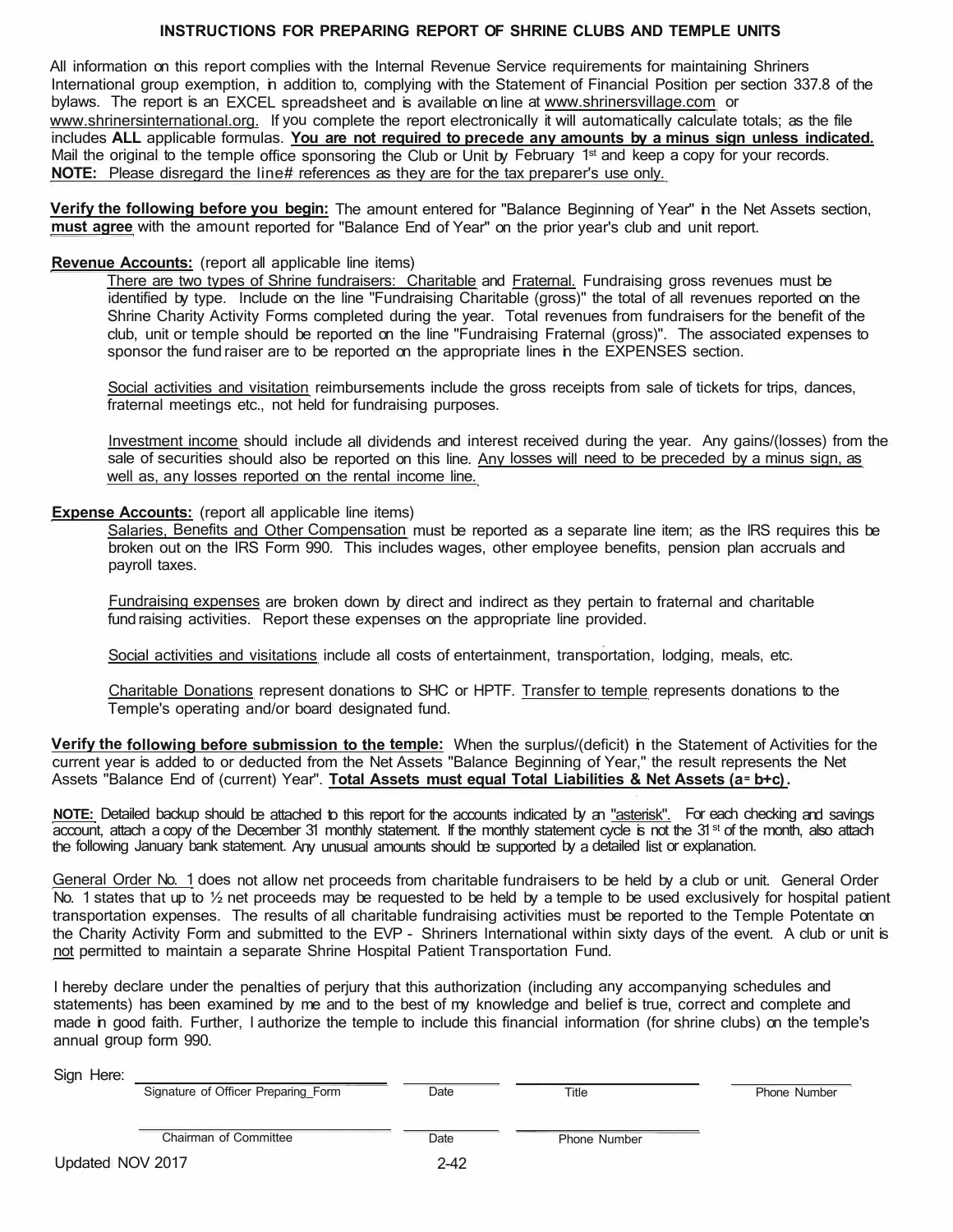## INSTRUCTIONS FOR PREPARING REPORT OF SHRINE CLUBS AND TEMPLE UNITS

All information on this report complies with the Internal Revenue Service requirements for maintaining Shriners International group exemption, in addition to, complying with the Statement of Financial Position per section 337.8 of the bylaws. The report is an EXCEL spreadsheet and is available on line at www.shrinersvillage.com or www.shrinersinternational.org. If you complete the report electronically it will automatically calculate totals; as the file includes **ALL** applicable formulas. **You are not required to precede any amounts by a minus sign unless indicated.** Mail the original to the temple office sponsoring the Club or Unit by February 1st and keep a copy for your records. **NOTE:** Please disregard the line# references as they are for the tax preparer's use only.

**Verify the following before you begin:** The amount entered for "Balance Beginning of Year" in the Net Assets section, **must agree** with the amount reported for "Balance End of Year" on the prior year's club and unit report.

**Revenue Accounts:** (report all applicable line items)

There are two types of Shrine fundraisers: Charitable and Fraternal. Fundraising gross revenues must be identified by type. Include on the line "Fundraising Charitable (gross)" the total of all revenues reported on the Shrine Charity Activity Forms completed during the year. Total revenues from fundraisers for the benefit of the club, unit or temple should be reported on the line "Fundraising Fraternal (gross)". The associated expenses to sponsor the fund raiser are to be reported on the appropriate lines in the EXPENSES section.

Social activities and visitation reimbursements include the gross receipts from sale of tickets for trips, dances, fraternal meetings etc., not held for fundraising purposes.

Investment income should include all dividends and interest received during the year. Any gains/(losses) from the sale of securities should also be reported on this line. Any losses will need to be preceded by a minus sign, as well as, any losses reported on the rental income line.

**Expense Accounts:** (report all applicable line items)

Salaries, Benefits and Other Compensation must be reported as a separate line item; as the IRS requires this be broken out on the IRS Form 990. This includes wages, other employee benefits, pension plan accruals and payroll taxes.

Fundraising expenses are broken down by direct and indirect as they pertain to fraternal and charitable fund raising activities. Report these expenses on the appropriate line provided.

Social activities and visitations include all costs of entertainment, transportation, lodging, meals, etc.

Charitable Donations represent donations to SHC or HPTF. Transfer to temple represents donations to the Temple's operating and/or board designated fund.

**Verify the following before submission to the temple:** When the surplus/(deficit) in the Statement of Activities for the current year is added to or deducted from the Net Assets "Balance Beginning of Year," the result represents the Net Assets "Balance End of (current) Year". **Total Assets must equal Total Liabilities & Net Assets (a= b+c).**

**NOTE:** Detailed backup should be attached to this report for the accounts indicated by an "asterisk". For each checking and savings account, attach a copy of the December 31 monthly statement. If the monthly statement cycle is not the 31st of the month, also attach the following January bank statement. Any unusual amounts should be supported by a detailed list or explanation.

General Order No. 1 does not allow net proceeds from charitable fundraisers to be held by a club or unit. General Order No. 1 states that up to ½ net proceeds may be requested to be held by a temple to be used exclusively for hospital patient transportation expenses. The results of all charitable fundraising activities must be reported to the Temple Potentate on the Charity Activity Form and submitted to the EVP - Shriners International within sixty days of the event. A club or unit is not permitted to maintain a separate Shrine Hospital Patient Transportation Fund.

I hereby declare under the penalties of perjury that this authorization (including any accompanying schedules and statements) has been examined by me and to the best of my knowledge and belief is true, correct and complete and made in good faith. Further, I authorize the temple to include this financial information (for shrine clubs) on the temple's annual group form 990.

Sign Here:

| ______________________ | ________ | ______________ | ______________ |
|---|---|---|---|
| Signature of Officer Preparing_Form | Date | Title | Phone Number |
| Chairman of Committee | Date | Phone Number | |

Updated NOV 2017

2-42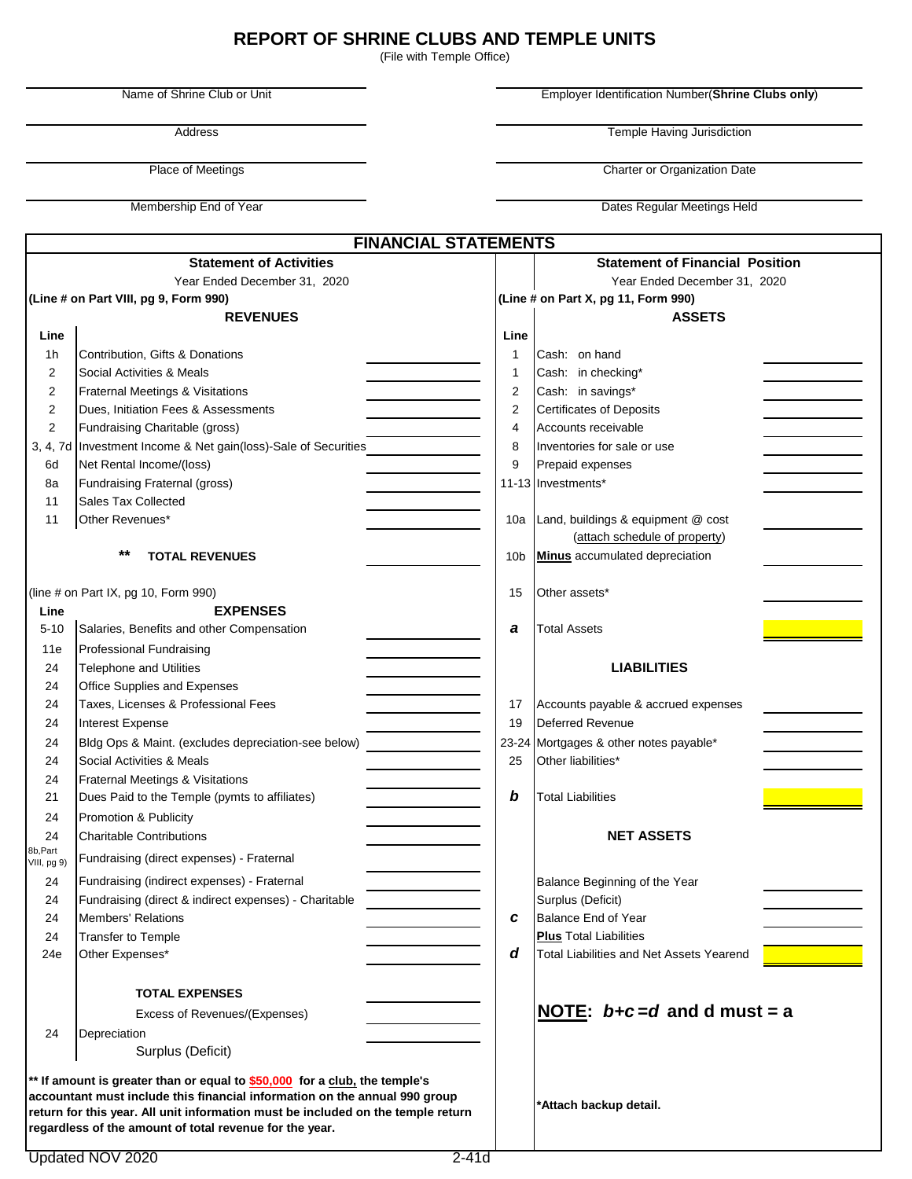# REPORT OF SHRINE CLUBS AND TEMPLE UNITS

(File with Temple Office)

| | |
|---|---|
| Name of Shrine Club or Unit | Employer Identification Number(**Shrine Clubs only**) |
| Address | Temple Having Jurisdiction |
| Place of Meetings | Charter or Organization Date |
| Membership End of Year | Dates Regular Meetings Held |

## FINANCIAL STATEMENTS

### Statement of Activities

Year Ended December 31, 2020

**(Line # on Part VIII, pg 9, Form 990)**

**REVENUES**

| Line | | |
|---|---|---|
| 1h | Contribution, Gifts & Donations | |
| 2 | Social Activities & Meals | |
| 2 | Fraternal Meetings & Visitations | |
| 2 | Dues, Initiation Fees & Assessments | |
| 2 | Fundraising Charitable (gross) | |
| 3, 4, 7d | Investment Income & Net gain(loss)-Sale of Securities | |
| 6d | Net Rental Income/(loss) | |
| 8a | Fundraising Fraternal (gross) | |
| 11 | Sales Tax Collected | |
| 11 | Other Revenues* | |
| ** | **TOTAL REVENUES** | |

(line # on Part IX, pg 10, Form 990)

**EXPENSES**

| Line | | |
|---|---|---|
| 5-10 | Salaries, Benefits and other Compensation | |
| 11e | Professional Fundraising | |
| 24 | Telephone and Utilities | |
| 24 | Office Supplies and Expenses | |
| 24 | Taxes, Licenses & Professional Fees | |
| 24 | Interest Expense | |
| 24 | Bldg Ops & Maint. (excludes depreciation-see below) | |
| 24 | Social Activities & Meals | |
| 24 | Fraternal Meetings & Visitations | |
| 21 | Dues Paid to the Temple (pymts to affiliates) | |
| 24 | Promotion & Publicity | |
| 24 | Charitable Contributions | |
| 8b,Part VIII, pg 9) | Fundraising (direct expenses) - Fraternal | |
| 24 | Fundraising (indirect expenses) - Fraternal | |
| 24 | Fundraising (direct & indirect expenses) - Charitable | |
| 24 | Members' Relations | |
| 24 | Transfer to Temple | |
| 24e | Other Expenses* | |
| | **TOTAL EXPENSES** | |
| | Excess of Revenues/(Expenses) | |
| 24 | Depreciation | |
| | Surplus (Deficit) | |

**\*\* If amount is greater than or equal to $50,000 for a club, the temple's accountant must include this financial information on the annual 990 group return for this year. All unit information must be included on the temple return regardless of the amount of total revenue for the year.**

### Statement of Financial Position

Year Ended December 31, 2020

**(Line # on Part X, pg 11, Form 990)**

**ASSETS**

| Line | | |
|---|---|---|
| 1 | Cash: on hand | |
| 1 | Cash: in checking* | |
| 2 | Cash: in savings* | |
| 2 | Certificates of Deposits | |
| 4 | Accounts receivable | |
| 8 | Inventories for sale or use | |
| 9 | Prepaid expenses | |
| 11-13 | Investments* | |
| 10a | Land, buildings & equipment @ cost (attach schedule of property) | |
| 10b | **Minus** accumulated depreciation | |
| 15 | Other assets* | |
| ***a*** | Total Assets | |

**LIABILITIES**

| Line | | |
|---|---|---|
| 17 | Accounts payable & accrued expenses | |
| 19 | Deferred Revenue | |
| 23-24 | Mortgages & other notes payable* | |
| 25 | Other liabilities* | |
| ***b*** | Total Liabilities | |

**NET ASSETS**

| Line | | |
|---|---|---|
| | Balance Beginning of the Year | |
| | Surplus (Deficit) | |
| ***c*** | Balance End of Year | |
| | **Plus** Total Liabilities | |
| ***d*** | Total Liabilities and Net Assets Yearend | |

**NOTE: $b+c=d$ and d must = a**

***Attach backup detail.**

Updated NOV 2020

2-41d